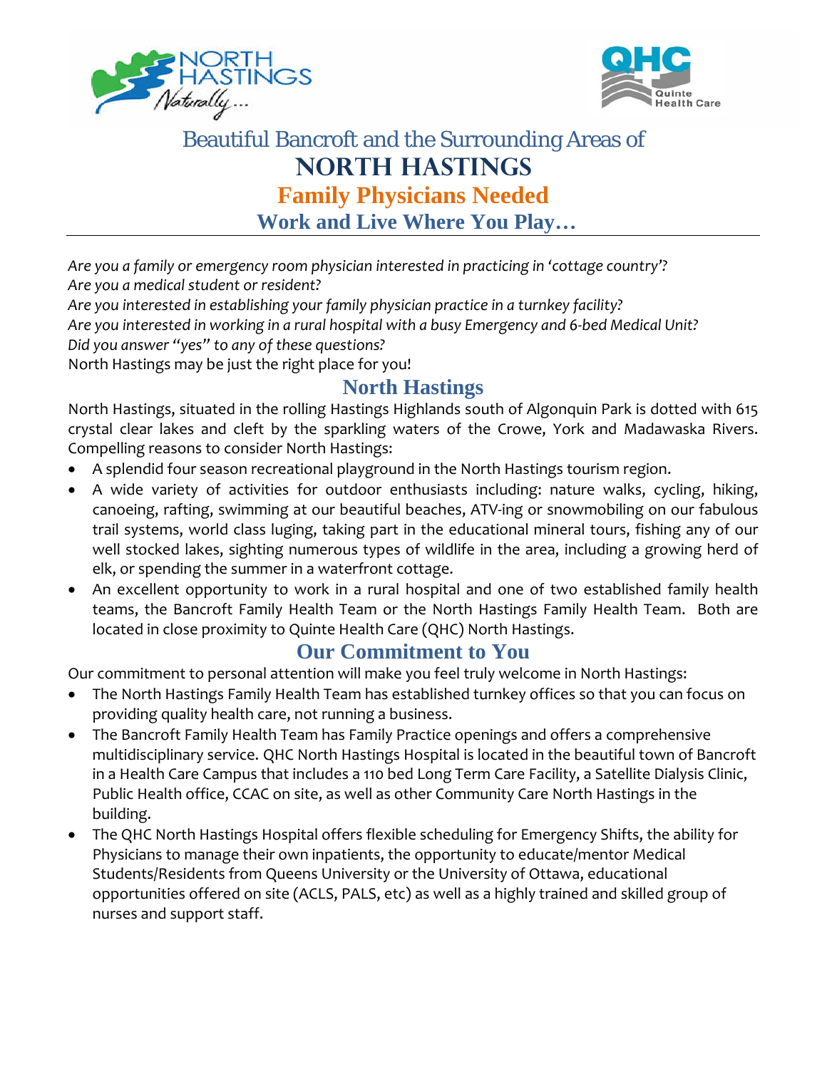Beautiful Bancroft and the Surrounding Areas of

# NORTH HASTINGS

## Family Physicians Needed

### Work and Live Where You Play…

*Are you a family or emergency room physician interested in practicing in 'cottage country'?*
*Are you a medical student or resident?*
*Are you interested in establishing your family physician practice in a turnkey facility?*
*Are you interested in working in a rural hospital with a busy Emergency and 6-bed Medical Unit?*
*Did you answer "yes" to any of these questions?*
North Hastings may be just the right place for you!

## North Hastings

North Hastings, situated in the rolling Hastings Highlands south of Algonquin Park is dotted with 615 crystal clear lakes and cleft by the sparkling waters of the Crowe, York and Madawaska Rivers. Compelling reasons to consider North Hastings:

- A splendid four season recreational playground in the North Hastings tourism region.
- A wide variety of activities for outdoor enthusiasts including: nature walks, cycling, hiking, canoeing, rafting, swimming at our beautiful beaches, ATV-ing or snowmobiling on our fabulous trail systems, world class luging, taking part in the educational mineral tours, fishing any of our well stocked lakes, sighting numerous types of wildlife in the area, including a growing herd of elk, or spending the summer in a waterfront cottage.
- An excellent opportunity to work in a rural hospital and one of two established family health teams, the Bancroft Family Health Team or the North Hastings Family Health Team. Both are located in close proximity to Quinte Health Care (QHC) North Hastings.

## Our Commitment to You

Our commitment to personal attention will make you feel truly welcome in North Hastings:

- The North Hastings Family Health Team has established turnkey offices so that you can focus on providing quality health care, not running a business.
- The Bancroft Family Health Team has Family Practice openings and offers a comprehensive multidisciplinary service. QHC North Hastings Hospital is located in the beautiful town of Bancroft in a Health Care Campus that includes a 110 bed Long Term Care Facility, a Satellite Dialysis Clinic, Public Health office, CCAC on site, as well as other Community Care North Hastings in the building.
- The QHC North Hastings Hospital offers flexible scheduling for Emergency Shifts, the ability for Physicians to manage their own inpatients, the opportunity to educate/mentor Medical Students/Residents from Queens University or the University of Ottawa, educational opportunities offered on site (ACLS, PALS, etc) as well as a highly trained and skilled group of nurses and support staff.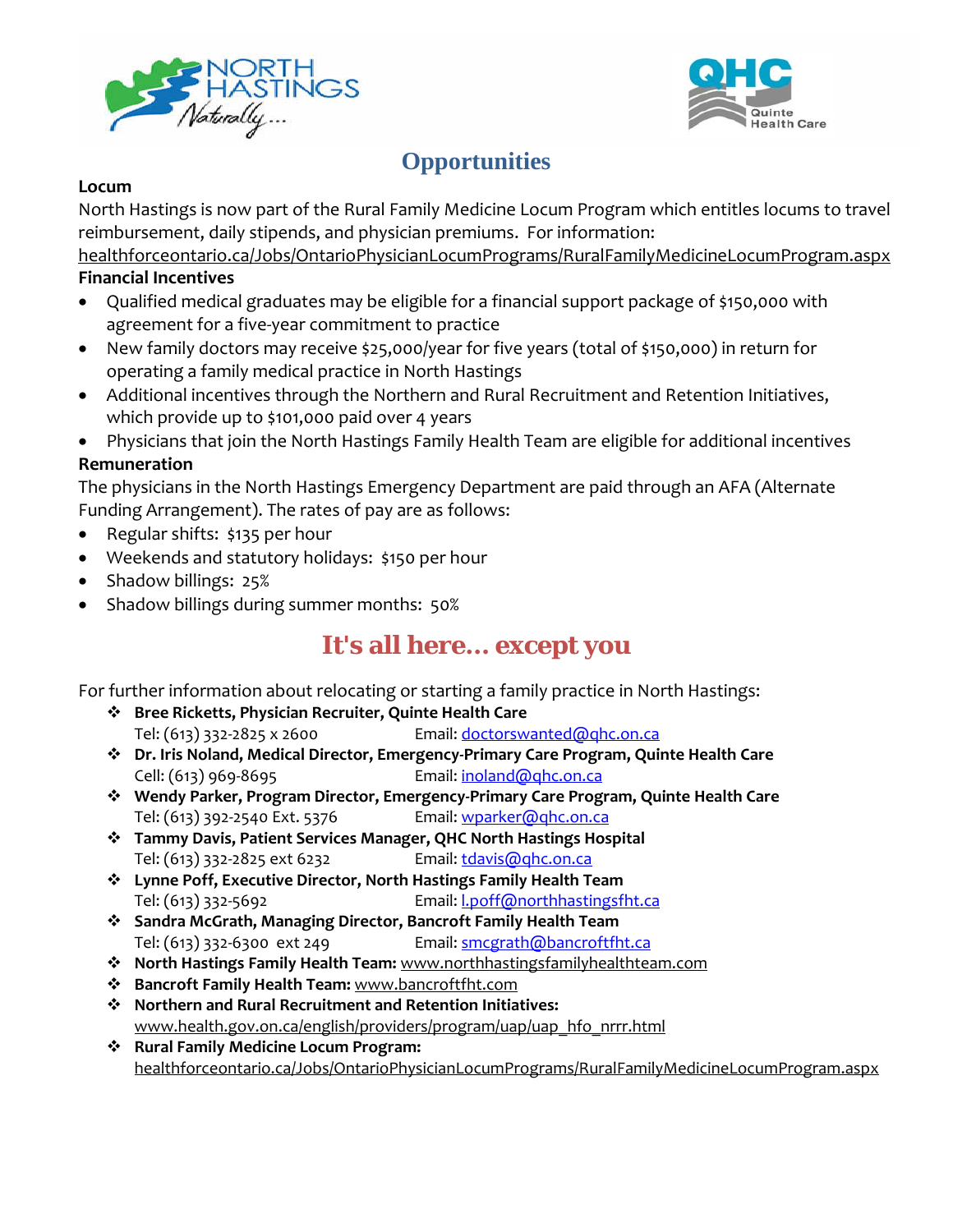# Opportunities

**Locum**

North Hastings is now part of the Rural Family Medicine Locum Program which entitles locums to travel reimbursement, daily stipends, and physician premiums. For information: healthforceontario.ca/Jobs/OntarioPhysicianLocumPrograms/RuralFamilyMedicineLocumProgram.aspx

**Financial Incentives**

- Qualified medical graduates may be eligible for a financial support package of $150,000 with agreement for a five-year commitment to practice
- New family doctors may receive $25,000/year for five years (total of $150,000) in return for operating a family medical practice in North Hastings
- Additional incentives through the Northern and Rural Recruitment and Retention Initiatives, which provide up to $101,000 paid over 4 years
- Physicians that join the North Hastings Family Health Team are eligible for additional incentives

**Remuneration**

The physicians in the North Hastings Emergency Department are paid through an AFA (Alternate Funding Arrangement). The rates of pay are as follows:

- Regular shifts: $135 per hour
- Weekends and statutory holidays: $150 per hour
- Shadow billings: 25%
- Shadow billings during summer months: 50%

## It's all here... except you

For further information about relocating or starting a family practice in North Hastings:

- **Bree Ricketts, Physician Recruiter, Quinte Health Care**
  Tel: (613) 332-2825 x 2600 Email: doctorswanted@qhc.on.ca
- **Dr. Iris Noland, Medical Director, Emergency-Primary Care Program, Quinte Health Care**
  Cell: (613) 969-8695 Email: inoland@qhc.on.ca
- **Wendy Parker, Program Director, Emergency-Primary Care Program, Quinte Health Care**
  Tel: (613) 392-2540 Ext. 5376 Email: wparker@qhc.on.ca
- **Tammy Davis, Patient Services Manager, QHC North Hastings Hospital**
  Tel: (613) 332-2825 ext 6232 Email: tdavis@qhc.on.ca
- **Lynne Poff, Executive Director, North Hastings Family Health Team**
  Tel: (613) 332-5692 Email: l.poff@northhastingsfht.ca
- **Sandra McGrath, Managing Director, Bancroft Family Health Team**
  Tel: (613) 332-6300 ext 249 Email: smcgrath@bancroftfht.ca
- **North Hastings Family Health Team:** www.northhastingsfamilyhealthteam.com
- **Bancroft Family Health Team:** www.bancroftfht.com
- **Northern and Rural Recruitment and Retention Initiatives:**
  www.health.gov.on.ca/english/providers/program/uap/uap_hfo_nrrr.html
- **Rural Family Medicine Locum Program:**
  healthforceontario.ca/Jobs/OntarioPhysicianLocumPrograms/RuralFamilyMedicineLocumProgram.aspx